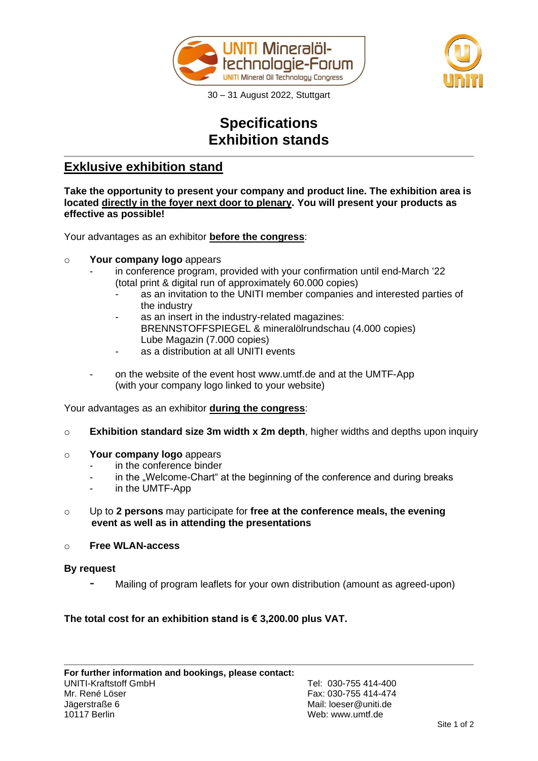UNITI Mineralöl-technologie-Forum
UNITI Mineral Oil Technology Congress

30 – 31 August 2022, Stuttgart

# Specifications
# Exhibition stands

## Exklusive exhibition stand

**Take the opportunity to present your company and product line. The exhibition area is located directly in the foyer next door to plenary. You will present your products as effective as possible!**

Your advantages as an exhibitor **before the congress**:

- **Your company logo** appears
  - in conference program, provided with your confirmation until end-March '22 (total print & digital run of approximately 60.000 copies)
    - as an invitation to the UNITI member companies and interested parties of the industry
    - as an insert in the industry-related magazines:
      BRENNSTOFFSPIEGEL & mineralölrundschau (4.000 copies)
      Lube Magazin (7.000 copies)
    - as a distribution at all UNITI events
  - on the website of the event host www.umtf.de and at the UMTF-App (with your company logo linked to your website)

Your advantages as an exhibitor **during the congress**:

- **Exhibition standard size 3m width x 2m depth**, higher widths and depths upon inquiry
- **Your company logo** appears
  - in the conference binder
  - in the „Welcome-Chart" at the beginning of the conference and during breaks
  - in the UMTF-App
- Up to **2 persons** may participate for **free at the conference meals, the evening event as well as in attending the presentations**
- **Free WLAN-access**

**By request**

- Mailing of program leaflets for your own distribution (amount as agreed-upon)

**The total cost for an exhibition stand is € 3,200.00 plus VAT.**

---

**For further information and bookings, please contact:**

UNITI-Kraftstoff GmbH
Mr. René Löser
Jägerstraße 6
10117 Berlin

Tel: 030-755 414-400
Fax: 030-755 414-474
Mail: loeser@uniti.de
Web: www.umtf.de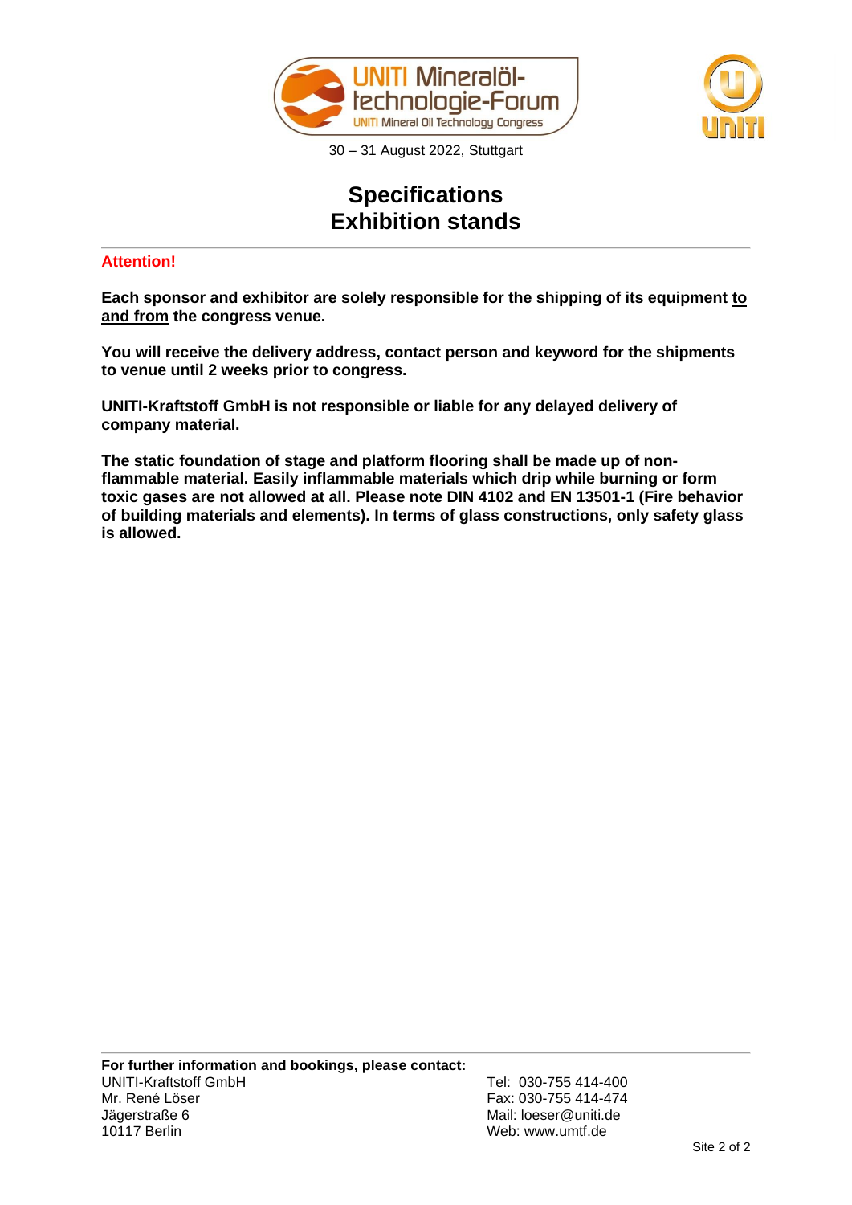UNITI Mineralöl-technologie-Forum
UNITI Mineral Oil Technology Congress

30 – 31 August 2022, Stuttgart

# Specifications
# Exhibition stands

**Attention!**

**Each sponsor and exhibitor are solely responsible for the shipping of its equipment <u>to and from</u> the congress venue.**

**You will receive the delivery address, contact person and keyword for the shipments to venue until 2 weeks prior to congress.**

**UNITI-Kraftstoff GmbH is not responsible or liable for any delayed delivery of company material.**

**The static foundation of stage and platform flooring shall be made up of non-flammable material. Easily inflammable materials which drip while burning or form toxic gases are not allowed at all. Please note DIN 4102 and EN 13501-1 (Fire behavior of building materials and elements). In terms of glass constructions, only safety glass is allowed.**

**For further information and bookings, please contact:**

UNITI-Kraftstoff GmbH
Mr. René Löser
Jägerstraße 6
10117 Berlin

Tel: 030-755 414-400
Fax: 030-755 414-474
Mail: loeser@uniti.de
Web: www.umtf.de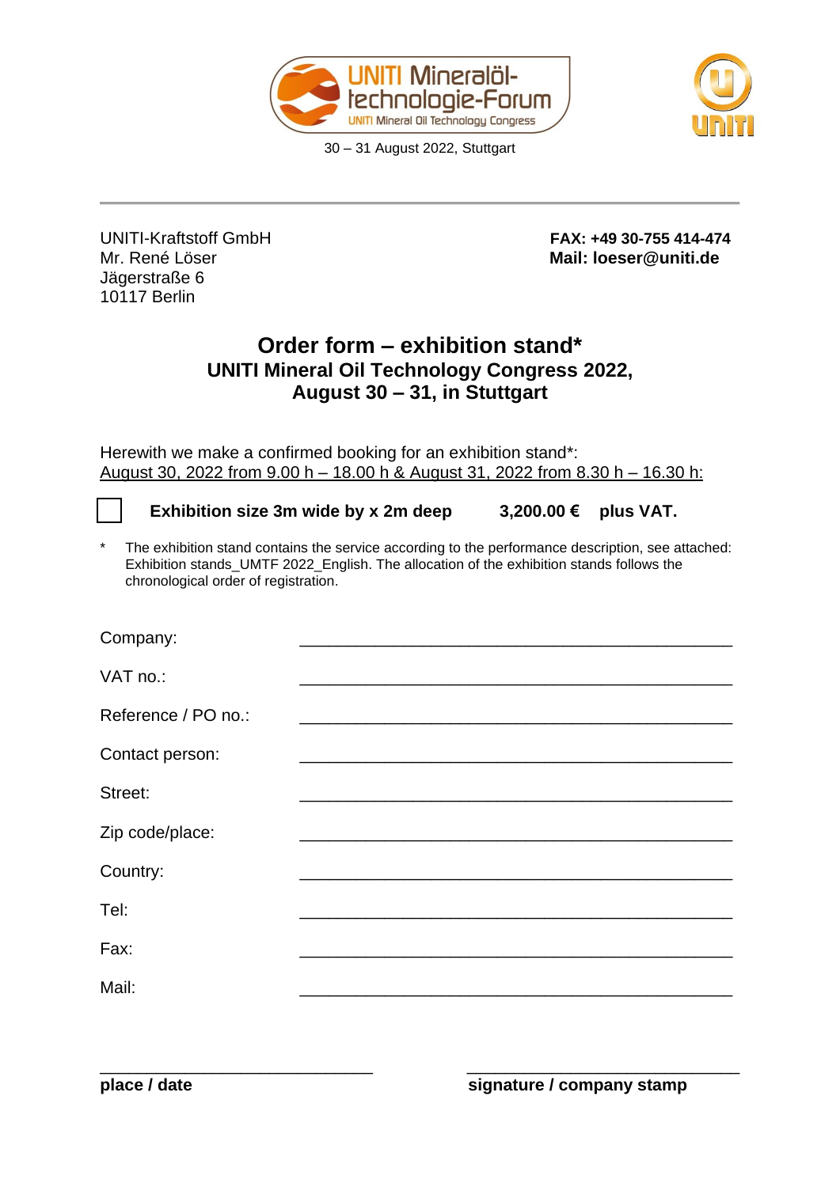UNITI Mineralöl-technologie-Forum

UNITI Mineral Oil Technology Congress

30 – 31 August 2022, Stuttgart

UNITI

UNITI-Kraftstoff GmbH
Mr. René Löser
Jägerstraße 6
10117 Berlin

**FAX: +49 30-755 414-474**
**Mail: loeser@uniti.de**

# Order form – exhibition stand*

## UNITI Mineral Oil Technology Congress 2022, August 30 – 31, in Stuttgart

Herewith we make a confirmed booking for an exhibition stand*:
<u>August 30, 2022 from 9.00 h – 18.00 h & August 31, 2022 from 8.30 h – 16.30 h:</u>

☐ **Exhibition size 3m wide by x 2m deep** **3,200.00 €** **plus VAT.**

\* The exhibition stand contains the service according to the performance description, see attached: Exhibition stands_UMTF 2022_English. The allocation of the exhibition stands follows the chronological order of registration.

Company: ____________________________________________

VAT no.: ____________________________________________

Reference / PO no.: ____________________________________________

Contact person: ____________________________________________

Street: ____________________________________________

Zip code/place: ____________________________________________

Country: ____________________________________________

Tel: ____________________________________________

Fax: ____________________________________________

Mail: ____________________________________________

______________________________ ______________________________

**place / date** **signature / company stamp**